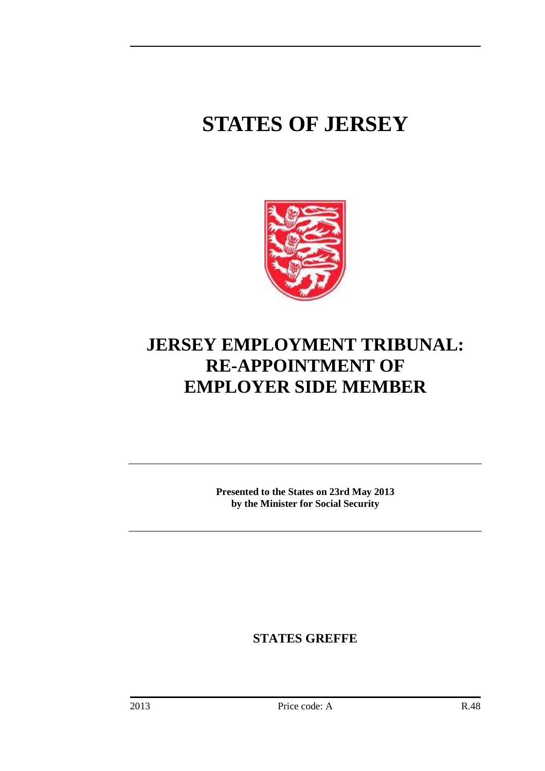# STATES OF JERSEY

## JERSEY EMPLOYMENT TRIBUNAL: RE-APPOINTMENT OF EMPLOYER SIDE MEMBER

**Presented to the States on 23rd May 2013 by the Minister for Social Security**

**STATES GREFFE**

2013 Price code: A R.48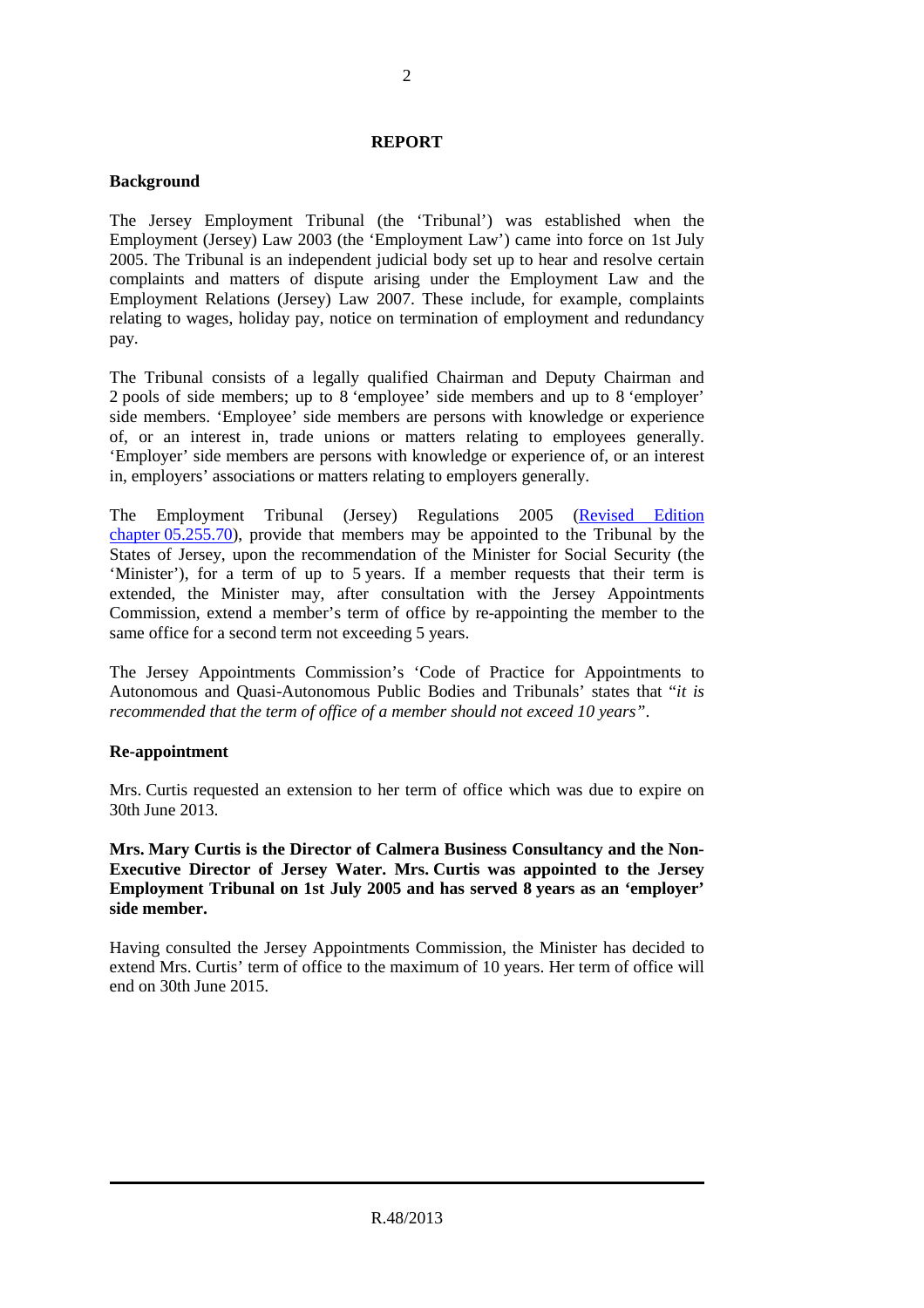## REPORT

### Background

The Jersey Employment Tribunal (the 'Tribunal') was established when the Employment (Jersey) Law 2003 (the 'Employment Law') came into force on 1st July 2005. The Tribunal is an independent judicial body set up to hear and resolve certain complaints and matters of dispute arising under the Employment Law and the Employment Relations (Jersey) Law 2007. These include, for example, complaints relating to wages, holiday pay, notice on termination of employment and redundancy pay.

The Tribunal consists of a legally qualified Chairman and Deputy Chairman and 2 pools of side members; up to 8 'employee' side members and up to 8 'employer' side members. 'Employee' side members are persons with knowledge or experience of, or an interest in, trade unions or matters relating to employees generally. 'Employer' side members are persons with knowledge or experience of, or an interest in, employers' associations or matters relating to employers generally.

The Employment Tribunal (Jersey) Regulations 2005 (Revised Edition chapter 05.255.70), provide that members may be appointed to the Tribunal by the States of Jersey, upon the recommendation of the Minister for Social Security (the 'Minister'), for a term of up to 5 years. If a member requests that their term is extended, the Minister may, after consultation with the Jersey Appointments Commission, extend a member's term of office by re-appointing the member to the same office for a second term not exceeding 5 years.

The Jersey Appointments Commission's 'Code of Practice for Appointments to Autonomous and Quasi-Autonomous Public Bodies and Tribunals' states that "*it is recommended that the term of office of a member should not exceed 10 years*".

### Re-appointment

Mrs. Curtis requested an extension to her term of office which was due to expire on 30th June 2013.

**Mrs. Mary Curtis is the Director of Calmera Business Consultancy and the Non-Executive Director of Jersey Water. Mrs. Curtis was appointed to the Jersey Employment Tribunal on 1st July 2005 and has served 8 years as an 'employer' side member.**

Having consulted the Jersey Appointments Commission, the Minister has decided to extend Mrs. Curtis' term of office to the maximum of 10 years. Her term of office will end on 30th June 2015.